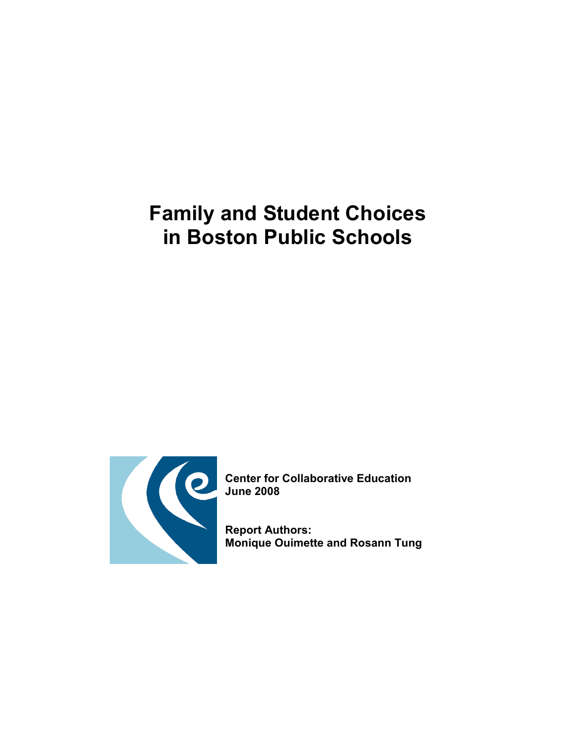# Family and Student Choices in Boston Public Schools

**Center for Collaborative Education**
**June 2008**

**Report Authors:**
**Monique Ouimette and Rosann Tung**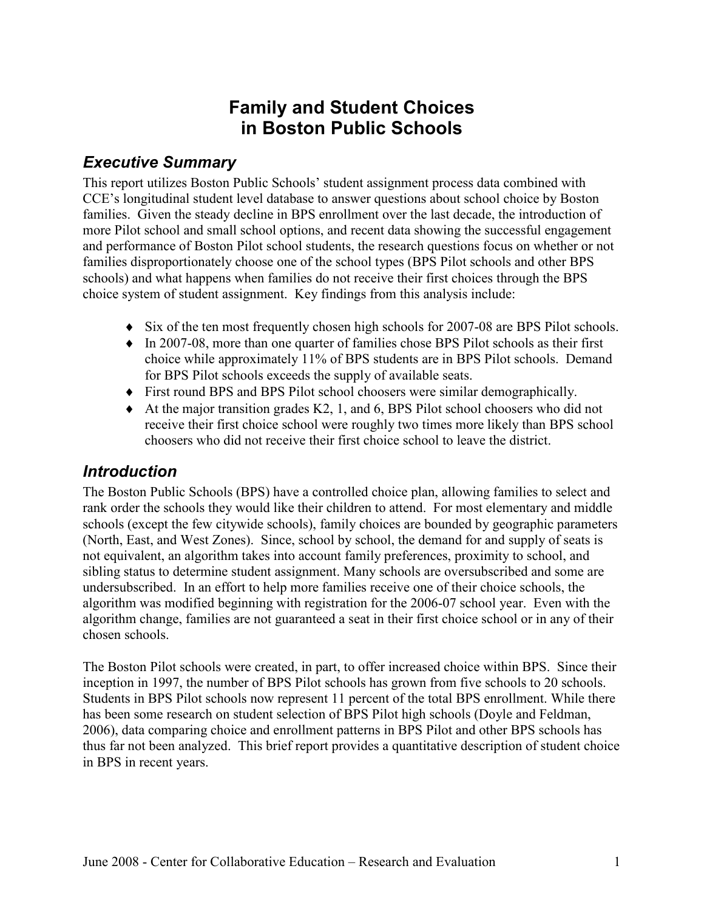# Family and Student Choices in Boston Public Schools

## Executive Summary

This report utilizes Boston Public Schools' student assignment process data combined with CCE's longitudinal student level database to answer questions about school choice by Boston families. Given the steady decline in BPS enrollment over the last decade, the introduction of more Pilot school and small school options, and recent data showing the successful engagement and performance of Boston Pilot school students, the research questions focus on whether or not families disproportionately choose one of the school types (BPS Pilot schools and other BPS schools) and what happens when families do not receive their first choices through the BPS choice system of student assignment. Key findings from this analysis include:

- Six of the ten most frequently chosen high schools for 2007-08 are BPS Pilot schools.
- In 2007-08, more than one quarter of families chose BPS Pilot schools as their first choice while approximately 11% of BPS students are in BPS Pilot schools. Demand for BPS Pilot schools exceeds the supply of available seats.
- First round BPS and BPS Pilot school choosers were similar demographically.
- At the major transition grades K2, 1, and 6, BPS Pilot school choosers who did not receive their first choice school were roughly two times more likely than BPS school choosers who did not receive their first choice school to leave the district.

## Introduction

The Boston Public Schools (BPS) have a controlled choice plan, allowing families to select and rank order the schools they would like their children to attend. For most elementary and middle schools (except the few citywide schools), family choices are bounded by geographic parameters (North, East, and West Zones). Since, school by school, the demand for and supply of seats is not equivalent, an algorithm takes into account family preferences, proximity to school, and sibling status to determine student assignment. Many schools are oversubscribed and some are undersubscribed. In an effort to help more families receive one of their choice schools, the algorithm was modified beginning with registration for the 2006-07 school year. Even with the algorithm change, families are not guaranteed a seat in their first choice school or in any of their chosen schools.

The Boston Pilot schools were created, in part, to offer increased choice within BPS. Since their inception in 1997, the number of BPS Pilot schools has grown from five schools to 20 schools. Students in BPS Pilot schools now represent 11 percent of the total BPS enrollment. While there has been some research on student selection of BPS Pilot high schools (Doyle and Feldman, 2006), data comparing choice and enrollment patterns in BPS Pilot and other BPS schools has thus far not been analyzed. This brief report provides a quantitative description of student choice in BPS in recent years.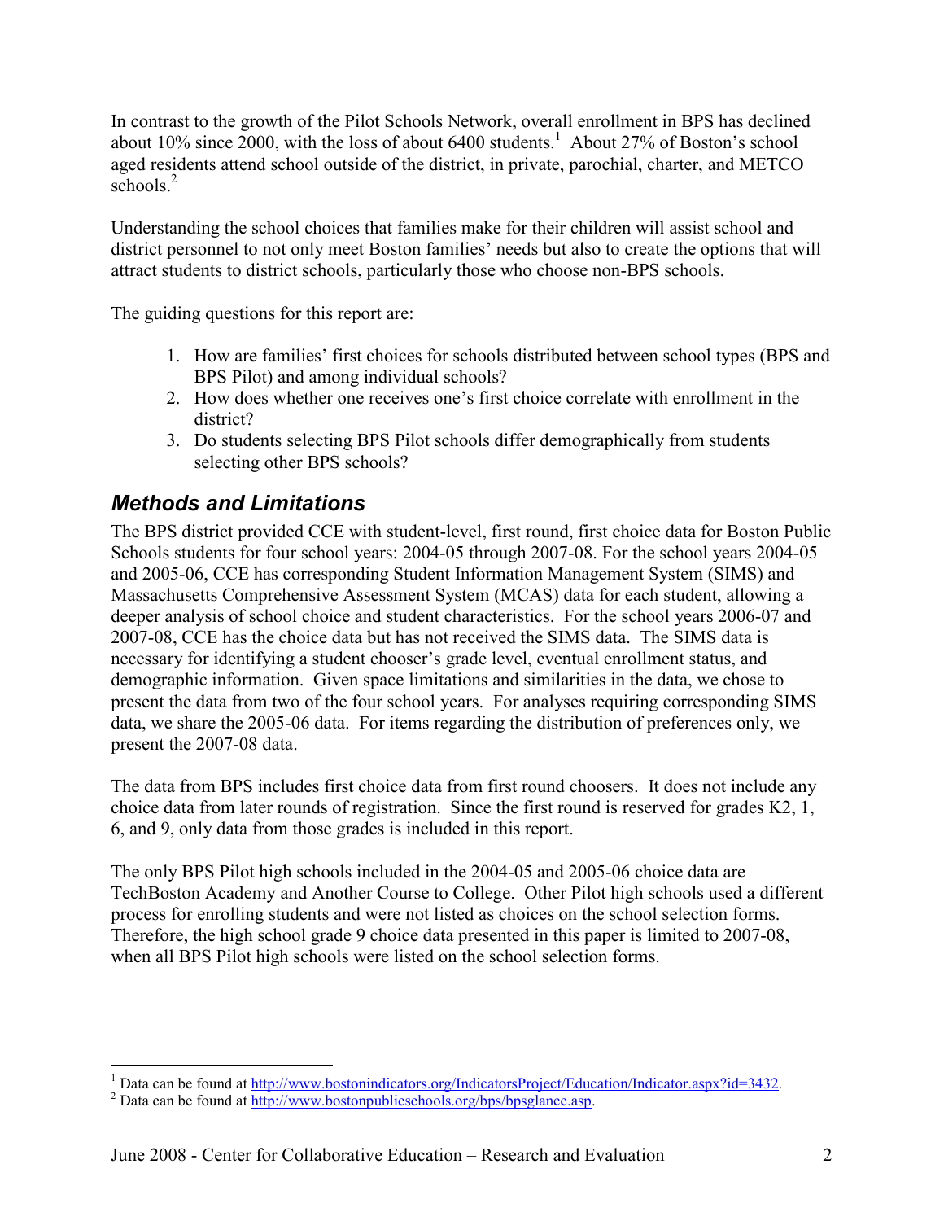In contrast to the growth of the Pilot Schools Network, overall enrollment in BPS has declined about 10% since 2000, with the loss of about 6400 students.[1] About 27% of Boston's school aged residents attend school outside of the district, in private, parochial, charter, and METCO schools.[2]

Understanding the school choices that families make for their children will assist school and district personnel to not only meet Boston families' needs but also to create the options that will attract students to district schools, particularly those who choose non-BPS schools.

The guiding questions for this report are:

1. How are families' first choices for schools distributed between school types (BPS and BPS Pilot) and among individual schools?
2. How does whether one receives one's first choice correlate with enrollment in the district?
3. Do students selecting BPS Pilot schools differ demographically from students selecting other BPS schools?

## *Methods and Limitations*

The BPS district provided CCE with student-level, first round, first choice data for Boston Public Schools students for four school years: 2004-05 through 2007-08. For the school years 2004-05 and 2005-06, CCE has corresponding Student Information Management System (SIMS) and Massachusetts Comprehensive Assessment System (MCAS) data for each student, allowing a deeper analysis of school choice and student characteristics. For the school years 2006-07 and 2007-08, CCE has the choice data but has not received the SIMS data. The SIMS data is necessary for identifying a student chooser's grade level, eventual enrollment status, and demographic information. Given space limitations and similarities in the data, we chose to present the data from two of the four school years. For analyses requiring corresponding SIMS data, we share the 2005-06 data. For items regarding the distribution of preferences only, we present the 2007-08 data.

The data from BPS includes first choice data from first round choosers. It does not include any choice data from later rounds of registration. Since the first round is reserved for grades K2, 1, 6, and 9, only data from those grades is included in this report.

The only BPS Pilot high schools included in the 2004-05 and 2005-06 choice data are TechBoston Academy and Another Course to College. Other Pilot high schools used a different process for enrolling students and were not listed as choices on the school selection forms. Therefore, the high school grade 9 choice data presented in this paper is limited to 2007-08, when all BPS Pilot high schools were listed on the school selection forms.

---

[1] Data can be found at http://www.bostonindicators.org/IndicatorsProject/Education/Indicator.aspx?id=3432.

[2] Data can be found at http://www.bostonpublicschools.org/bps/bpsglance.asp.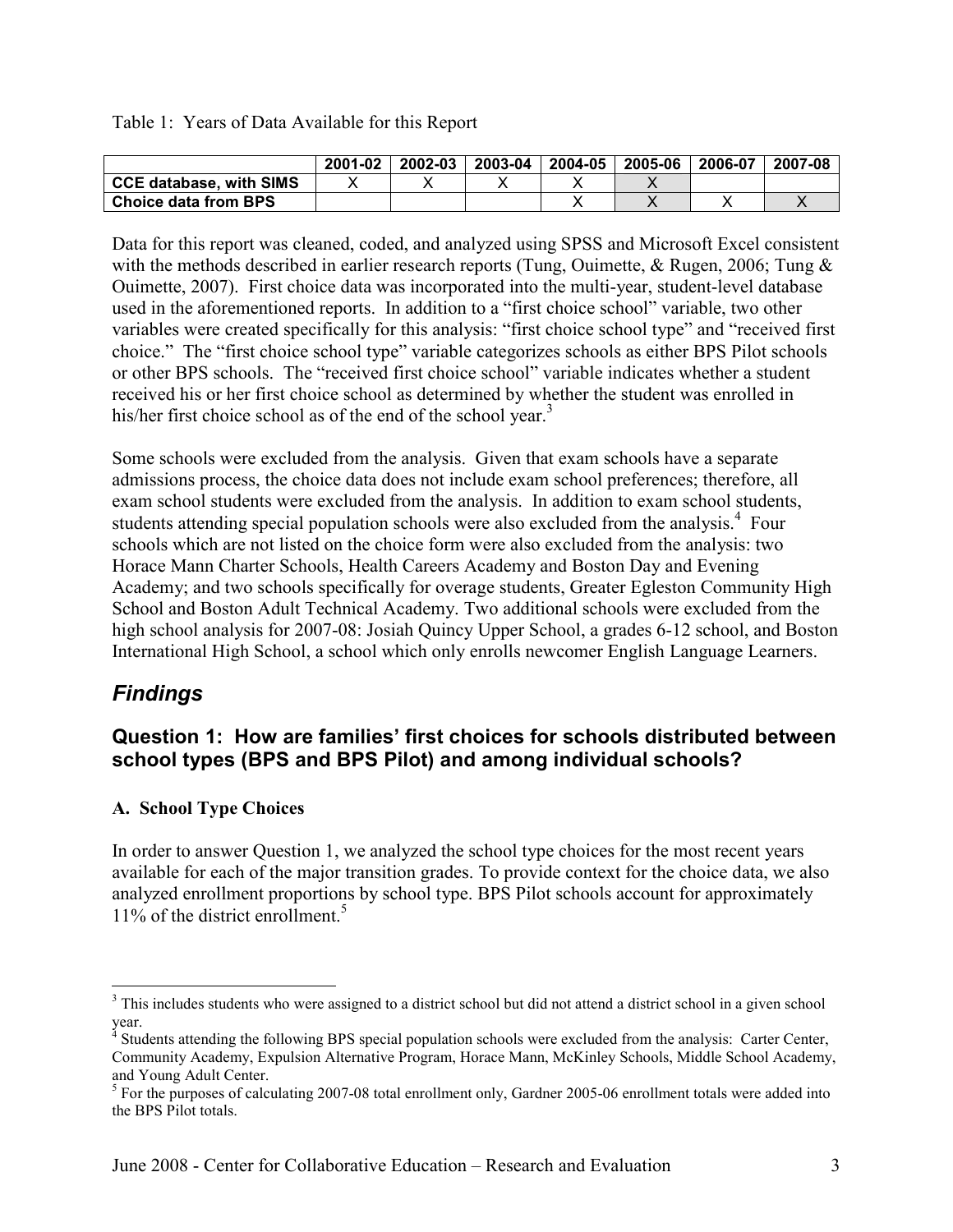Table 1: Years of Data Available for this Report

| | 2001-02 | 2002-03 | 2003-04 | 2004-05 | 2005-06 | 2006-07 | 2007-08 |
|---|---|---|---|---|---|---|---|
| **CCE database, with SIMS** | X | X | X | X | X | | |
| **Choice data from BPS** | | | | X | X | X | X |

Data for this report was cleaned, coded, and analyzed using SPSS and Microsoft Excel consistent with the methods described in earlier research reports (Tung, Ouimette, & Rugen, 2006; Tung & Ouimette, 2007). First choice data was incorporated into the multi-year, student-level database used in the aforementioned reports. In addition to a "first choice school" variable, two other variables were created specifically for this analysis: "first choice school type" and "received first choice." The "first choice school type" variable categorizes schools as either BPS Pilot schools or other BPS schools. The "received first choice school" variable indicates whether a student received his or her first choice school as determined by whether the student was enrolled in his/her first choice school as of the end of the school year.[3]

Some schools were excluded from the analysis. Given that exam schools have a separate admissions process, the choice data does not include exam school preferences; therefore, all exam school students were excluded from the analysis. In addition to exam school students, students attending special population schools were also excluded from the analysis.[4] Four schools which are not listed on the choice form were also excluded from the analysis: two Horace Mann Charter Schools, Health Careers Academy and Boston Day and Evening Academy; and two schools specifically for overage students, Greater Egleston Community High School and Boston Adult Technical Academy. Two additional schools were excluded from the high school analysis for 2007-08: Josiah Quincy Upper School, a grades 6-12 school, and Boston International High School, a school which only enrolls newcomer English Language Learners.

## *Findings*

### Question 1: How are families' first choices for schools distributed between school types (BPS and BPS Pilot) and among individual schools?

#### A. School Type Choices

In order to answer Question 1, we analyzed the school type choices for the most recent years available for each of the major transition grades. To provide context for the choice data, we also analyzed enrollment proportions by school type. BPS Pilot schools account for approximately 11% of the district enrollment.[5]

---

[3] This includes students who were assigned to a district school but did not attend a district school in a given school year.

[4] Students attending the following BPS special population schools were excluded from the analysis: Carter Center, Community Academy, Expulsion Alternative Program, Horace Mann, McKinley Schools, Middle School Academy, and Young Adult Center.

[5] For the purposes of calculating 2007-08 total enrollment only, Gardner 2005-06 enrollment totals were added into the BPS Pilot totals.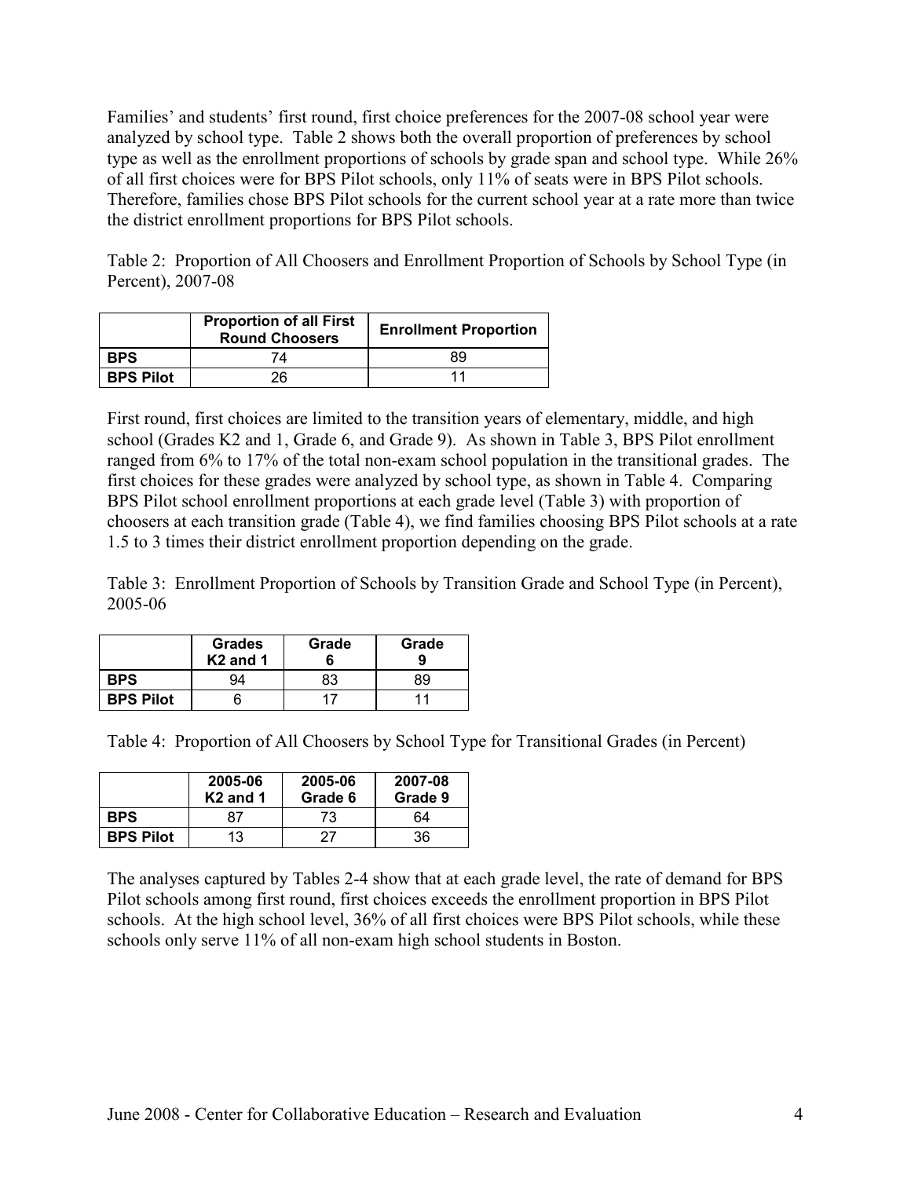Families' and students' first round, first choice preferences for the 2007-08 school year were analyzed by school type. Table 2 shows both the overall proportion of preferences by school type as well as the enrollment proportions of schools by grade span and school type. While 26% of all first choices were for BPS Pilot schools, only 11% of seats were in BPS Pilot schools. Therefore, families chose BPS Pilot schools for the current school year at a rate more than twice the district enrollment proportions for BPS Pilot schools.

Table 2: Proportion of All Choosers and Enrollment Proportion of Schools by School Type (in Percent), 2007-08

| | Proportion of all First Round Choosers | Enrollment Proportion |
|---|---|---|
| **BPS** | 74 | 89 |
| **BPS Pilot** | 26 | 11 |

First round, first choices are limited to the transition years of elementary, middle, and high school (Grades K2 and 1, Grade 6, and Grade 9). As shown in Table 3, BPS Pilot enrollment ranged from 6% to 17% of the total non-exam school population in the transitional grades. The first choices for these grades were analyzed by school type, as shown in Table 4. Comparing BPS Pilot school enrollment proportions at each grade level (Table 3) with proportion of choosers at each transition grade (Table 4), we find families choosing BPS Pilot schools at a rate 1.5 to 3 times their district enrollment proportion depending on the grade.

Table 3: Enrollment Proportion of Schools by Transition Grade and School Type (in Percent), 2005-06

| | Grades K2 and 1 | Grade 6 | Grade 9 |
|---|---|---|---|
| **BPS** | 94 | 83 | 89 |
| **BPS Pilot** | 6 | 17 | 11 |

Table 4: Proportion of All Choosers by School Type for Transitional Grades (in Percent)

| | 2005-06 K2 and 1 | 2005-06 Grade 6 | 2007-08 Grade 9 |
|---|---|---|---|
| **BPS** | 87 | 73 | 64 |
| **BPS Pilot** | 13 | 27 | 36 |

The analyses captured by Tables 2-4 show that at each grade level, the rate of demand for BPS Pilot schools among first round, first choices exceeds the enrollment proportion in BPS Pilot schools. At the high school level, 36% of all first choices were BPS Pilot schools, while these schools only serve 11% of all non-exam high school students in Boston.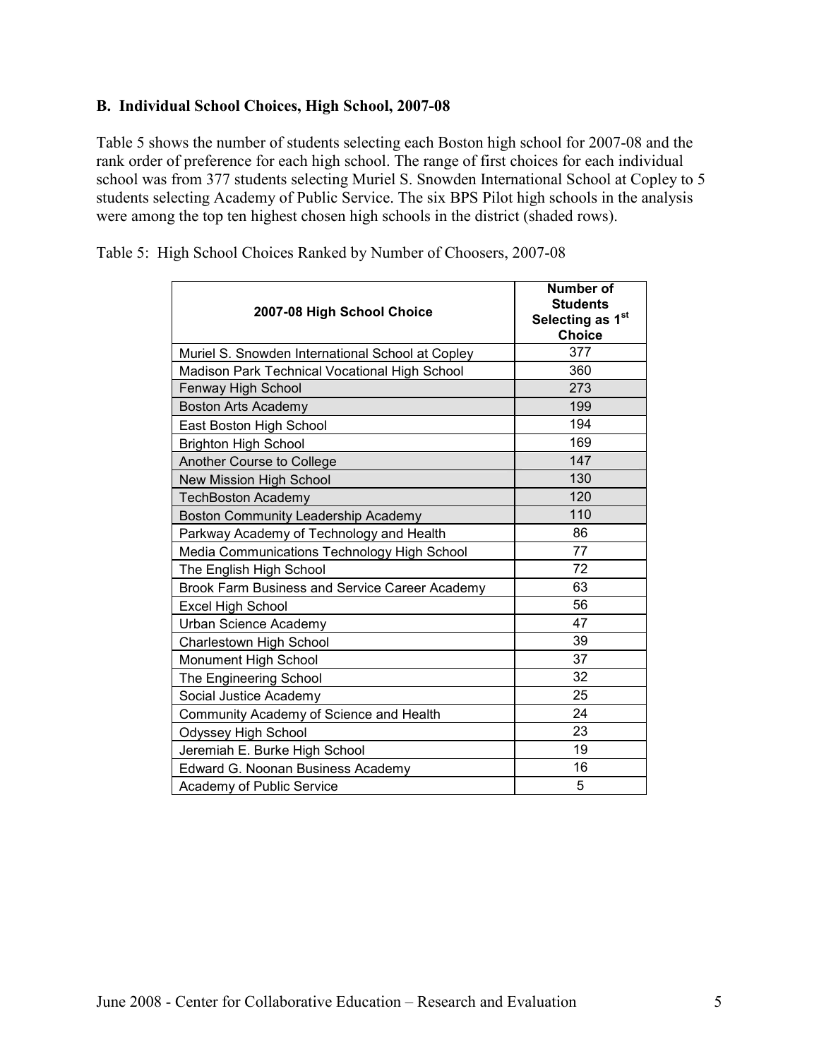### B. Individual School Choices, High School, 2007-08

Table 5 shows the number of students selecting each Boston high school for 2007-08 and the rank order of preference for each high school. The range of first choices for each individual school was from 377 students selecting Muriel S. Snowden International School at Copley to 5 students selecting Academy of Public Service. The six BPS Pilot high schools in the analysis were among the top ten highest chosen high schools in the district (shaded rows).

Table 5: High School Choices Ranked by Number of Choosers, 2007-08

| 2007-08 High School Choice | Number of Students Selecting as 1st Choice |
|---|---|
| Muriel S. Snowden International School at Copley | 377 |
| Madison Park Technical Vocational High School | 360 |
| Fenway High School | 273 |
| Boston Arts Academy | 199 |
| East Boston High School | 194 |
| Brighton High School | 169 |
| Another Course to College | 147 |
| New Mission High School | 130 |
| TechBoston Academy | 120 |
| Boston Community Leadership Academy | 110 |
| Parkway Academy of Technology and Health | 86 |
| Media Communications Technology High School | 77 |
| The English High School | 72 |
| Brook Farm Business and Service Career Academy | 63 |
| Excel High School | 56 |
| Urban Science Academy | 47 |
| Charlestown High School | 39 |
| Monument High School | 37 |
| The Engineering School | 32 |
| Social Justice Academy | 25 |
| Community Academy of Science and Health | 24 |
| Odyssey High School | 23 |
| Jeremiah E. Burke High School | 19 |
| Edward G. Noonan Business Academy | 16 |
| Academy of Public Service | 5 |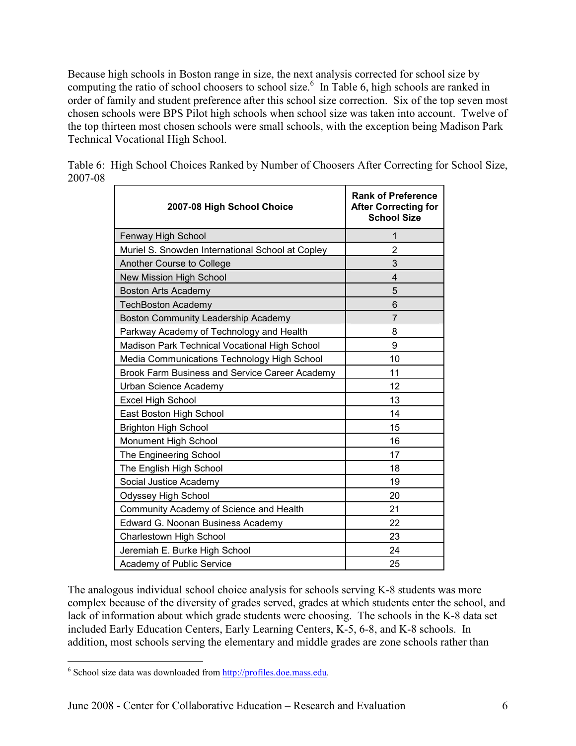Because high schools in Boston range in size, the next analysis corrected for school size by computing the ratio of school choosers to school size.[6] In Table 6, high schools are ranked in order of family and student preference after this school size correction. Six of the top seven most chosen schools were BPS Pilot high schools when school size was taken into account. Twelve of the top thirteen most chosen schools were small schools, with the exception being Madison Park Technical Vocational High School.

Table 6: High School Choices Ranked by Number of Choosers After Correcting for School Size, 2007-08

| 2007-08 High School Choice | Rank of Preference After Correcting for School Size |
|---|---|
| Fenway High School | 1 |
| Muriel S. Snowden International School at Copley | 2 |
| Another Course to College | 3 |
| New Mission High School | 4 |
| Boston Arts Academy | 5 |
| TechBoston Academy | 6 |
| Boston Community Leadership Academy | 7 |
| Parkway Academy of Technology and Health | 8 |
| Madison Park Technical Vocational High School | 9 |
| Media Communications Technology High School | 10 |
| Brook Farm Business and Service Career Academy | 11 |
| Urban Science Academy | 12 |
| Excel High School | 13 |
| East Boston High School | 14 |
| Brighton High School | 15 |
| Monument High School | 16 |
| The Engineering School | 17 |
| The English High School | 18 |
| Social Justice Academy | 19 |
| Odyssey High School | 20 |
| Community Academy of Science and Health | 21 |
| Edward G. Noonan Business Academy | 22 |
| Charlestown High School | 23 |
| Jeremiah E. Burke High School | 24 |
| Academy of Public Service | 25 |

The analogous individual school choice analysis for schools serving K-8 students was more complex because of the diversity of grades served, grades at which students enter the school, and lack of information about which grade students were choosing. The schools in the K-8 data set included Early Education Centers, Early Learning Centers, K-5, 6-8, and K-8 schools. In addition, most schools serving the elementary and middle grades are zone schools rather than

[6] School size data was downloaded from http://profiles.doe.mass.edu.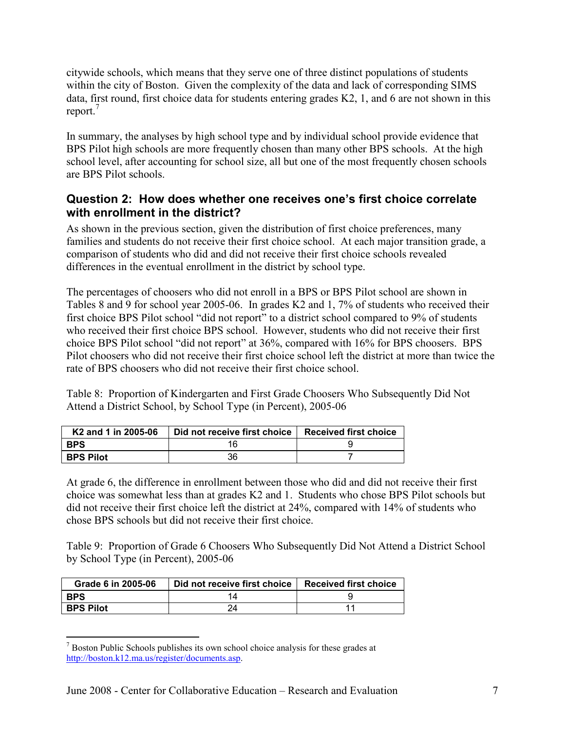citywide schools, which means that they serve one of three distinct populations of students within the city of Boston. Given the complexity of the data and lack of corresponding SIMS data, first round, first choice data for students entering grades K2, 1, and 6 are not shown in this report.[7]

In summary, the analyses by high school type and by individual school provide evidence that BPS Pilot high schools are more frequently chosen than many other BPS schools. At the high school level, after accounting for school size, all but one of the most frequently chosen schools are BPS Pilot schools.

## Question 2: How does whether one receives one's first choice correlate with enrollment in the district?

As shown in the previous section, given the distribution of first choice preferences, many families and students do not receive their first choice school. At each major transition grade, a comparison of students who did and did not receive their first choice schools revealed differences in the eventual enrollment in the district by school type.

The percentages of choosers who did not enroll in a BPS or BPS Pilot school are shown in Tables 8 and 9 for school year 2005-06. In grades K2 and 1, 7% of students who received their first choice BPS Pilot school "did not report" to a district school compared to 9% of students who received their first choice BPS school. However, students who did not receive their first choice BPS Pilot school "did not report" at 36%, compared with 16% for BPS choosers. BPS Pilot choosers who did not receive their first choice school left the district at more than twice the rate of BPS choosers who did not receive their first choice school.

Table 8: Proportion of Kindergarten and First Grade Choosers Who Subsequently Did Not Attend a District School, by School Type (in Percent), 2005-06

| K2 and 1 in 2005-06 | Did not receive first choice | Received first choice |
|---|---|---|
| **BPS** | 16 | 9 |
| **BPS Pilot** | 36 | 7 |

At grade 6, the difference in enrollment between those who did and did not receive their first choice was somewhat less than at grades K2 and 1. Students who chose BPS Pilot schools but did not receive their first choice left the district at 24%, compared with 14% of students who chose BPS schools but did not receive their first choice.

Table 9: Proportion of Grade 6 Choosers Who Subsequently Did Not Attend a District School by School Type (in Percent), 2005-06

| Grade 6 in 2005-06 | Did not receive first choice | Received first choice |
|---|---|---|
| **BPS** | 14 | 9 |
| **BPS Pilot** | 24 | 11 |

[7] Boston Public Schools publishes its own school choice analysis for these grades at http://boston.k12.ma.us/register/documents.asp.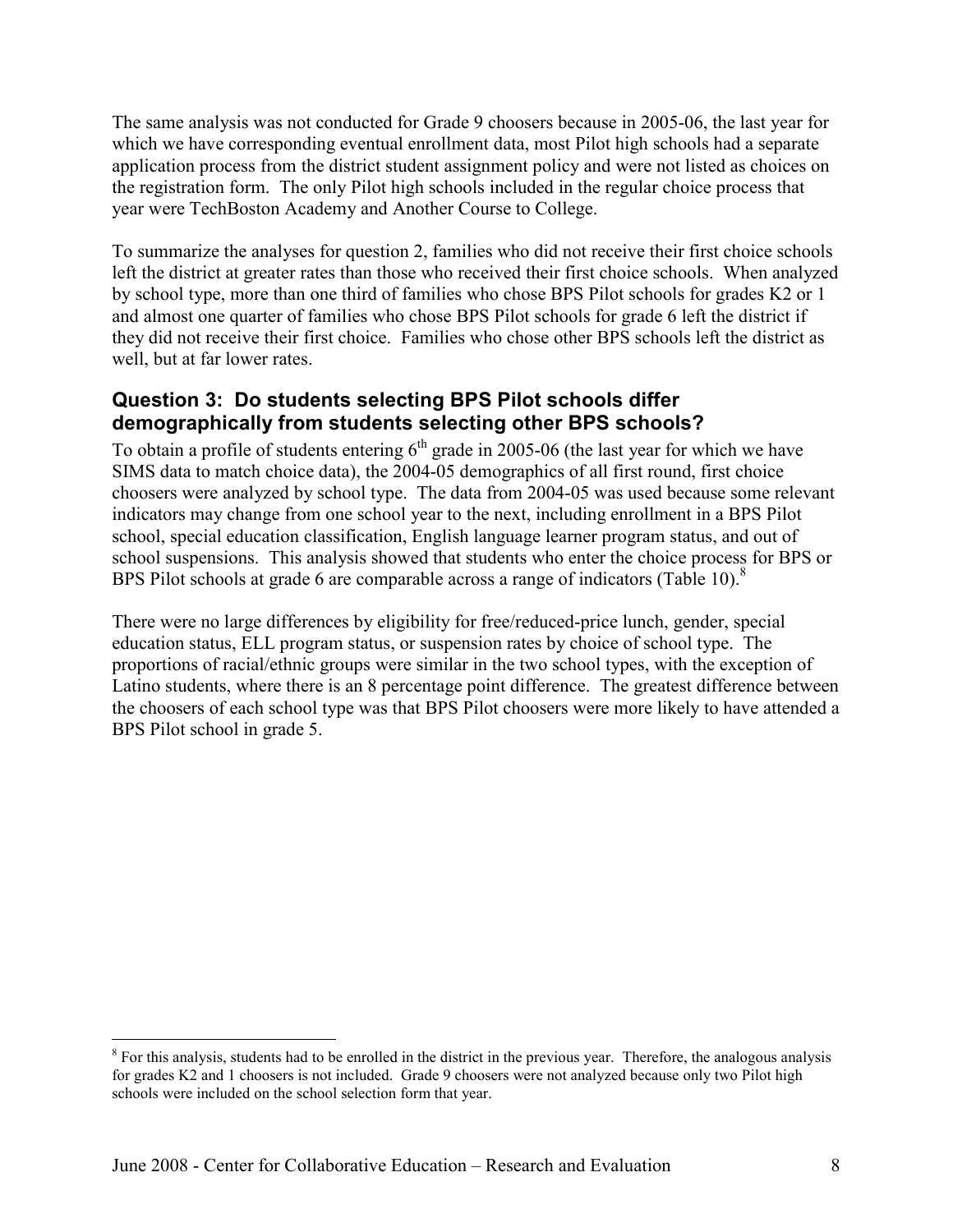The same analysis was not conducted for Grade 9 choosers because in 2005-06, the last year for which we have corresponding eventual enrollment data, most Pilot high schools had a separate application process from the district student assignment policy and were not listed as choices on the registration form. The only Pilot high schools included in the regular choice process that year were TechBoston Academy and Another Course to College.

To summarize the analyses for question 2, families who did not receive their first choice schools left the district at greater rates than those who received their first choice schools. When analyzed by school type, more than one third of families who chose BPS Pilot schools for grades K2 or 1 and almost one quarter of families who chose BPS Pilot schools for grade 6 left the district if they did not receive their first choice. Families who chose other BPS schools left the district as well, but at far lower rates.

## Question 3: Do students selecting BPS Pilot schools differ demographically from students selecting other BPS schools?

To obtain a profile of students entering $6^{th}$ grade in 2005-06 (the last year for which we have SIMS data to match choice data), the 2004-05 demographics of all first round, first choice choosers were analyzed by school type. The data from 2004-05 was used because some relevant indicators may change from one school year to the next, including enrollment in a BPS Pilot school, special education classification, English language learner program status, and out of school suspensions. This analysis showed that students who enter the choice process for BPS or BPS Pilot schools at grade 6 are comparable across a range of indicators (Table 10).[8]

There were no large differences by eligibility for free/reduced-price lunch, gender, special education status, ELL program status, or suspension rates by choice of school type. The proportions of racial/ethnic groups were similar in the two school types, with the exception of Latino students, where there is an 8 percentage point difference. The greatest difference between the choosers of each school type was that BPS Pilot choosers were more likely to have attended a BPS Pilot school in grade 5.

---

[8] For this analysis, students had to be enrolled in the district in the previous year. Therefore, the analogous analysis for grades K2 and 1 choosers is not included. Grade 9 choosers were not analyzed because only two Pilot high schools were included on the school selection form that year.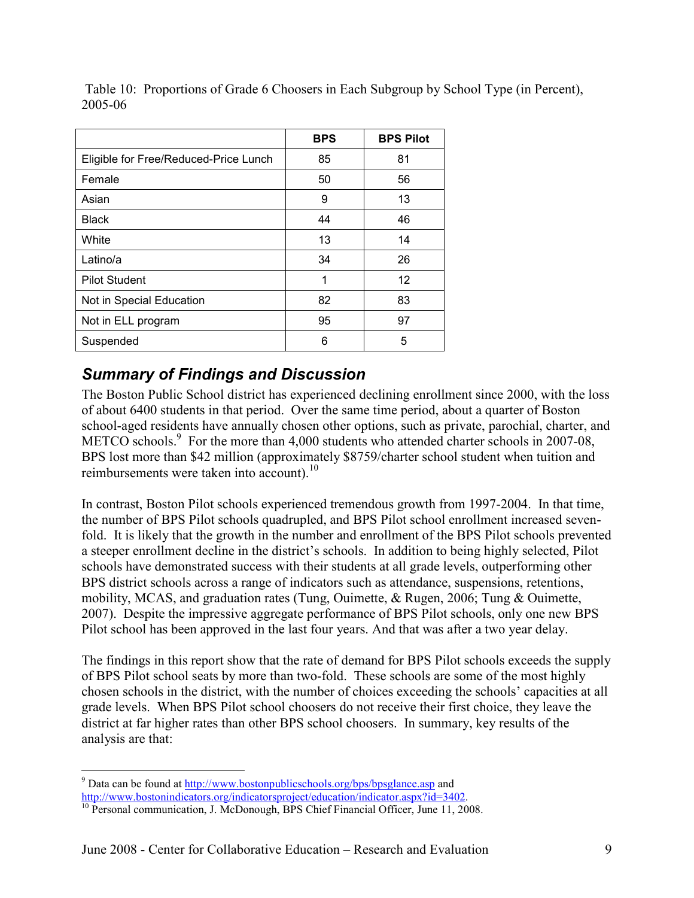Table 10: Proportions of Grade 6 Choosers in Each Subgroup by School Type (in Percent), 2005-06

| | BPS | BPS Pilot |
|---|---|---|
| Eligible for Free/Reduced-Price Lunch | 85 | 81 |
| Female | 50 | 56 |
| Asian | 9 | 13 |
| Black | 44 | 46 |
| White | 13 | 14 |
| Latino/a | 34 | 26 |
| Pilot Student | 1 | 12 |
| Not in Special Education | 82 | 83 |
| Not in ELL program | 95 | 97 |
| Suspended | 6 | 5 |

## *Summary of Findings and Discussion*

The Boston Public School district has experienced declining enrollment since 2000, with the loss of about 6400 students in that period. Over the same time period, about a quarter of Boston school-aged residents have annually chosen other options, such as private, parochial, charter, and METCO schools.[9] For the more than 4,000 students who attended charter schools in 2007-08, BPS lost more than $42 million (approximately $8759/charter school student when tuition and reimbursements were taken into account).[10]

In contrast, Boston Pilot schools experienced tremendous growth from 1997-2004. In that time, the number of BPS Pilot schools quadrupled, and BPS Pilot school enrollment increased seven-fold. It is likely that the growth in the number and enrollment of the BPS Pilot schools prevented a steeper enrollment decline in the district's schools. In addition to being highly selected, Pilot schools have demonstrated success with their students at all grade levels, outperforming other BPS district schools across a range of indicators such as attendance, suspensions, retentions, mobility, MCAS, and graduation rates (Tung, Ouimette, & Rugen, 2006; Tung & Ouimette, 2007). Despite the impressive aggregate performance of BPS Pilot schools, only one new BPS Pilot school has been approved in the last four years. And that was after a two year delay.

The findings in this report show that the rate of demand for BPS Pilot schools exceeds the supply of BPS Pilot school seats by more than two-fold. These schools are some of the most highly chosen schools in the district, with the number of choices exceeding the schools' capacities at all grade levels. When BPS Pilot school choosers do not receive their first choice, they leave the district at far higher rates than other BPS school choosers. In summary, key results of the analysis are that:

---

[9] Data can be found at http://www.bostonpublicschools.org/bps/bpsglance.asp and http://www.bostonindicators.org/indicatorsproject/education/indicator.aspx?id=3402.

[10] Personal communication, J. McDonough, BPS Chief Financial Officer, June 11, 2008.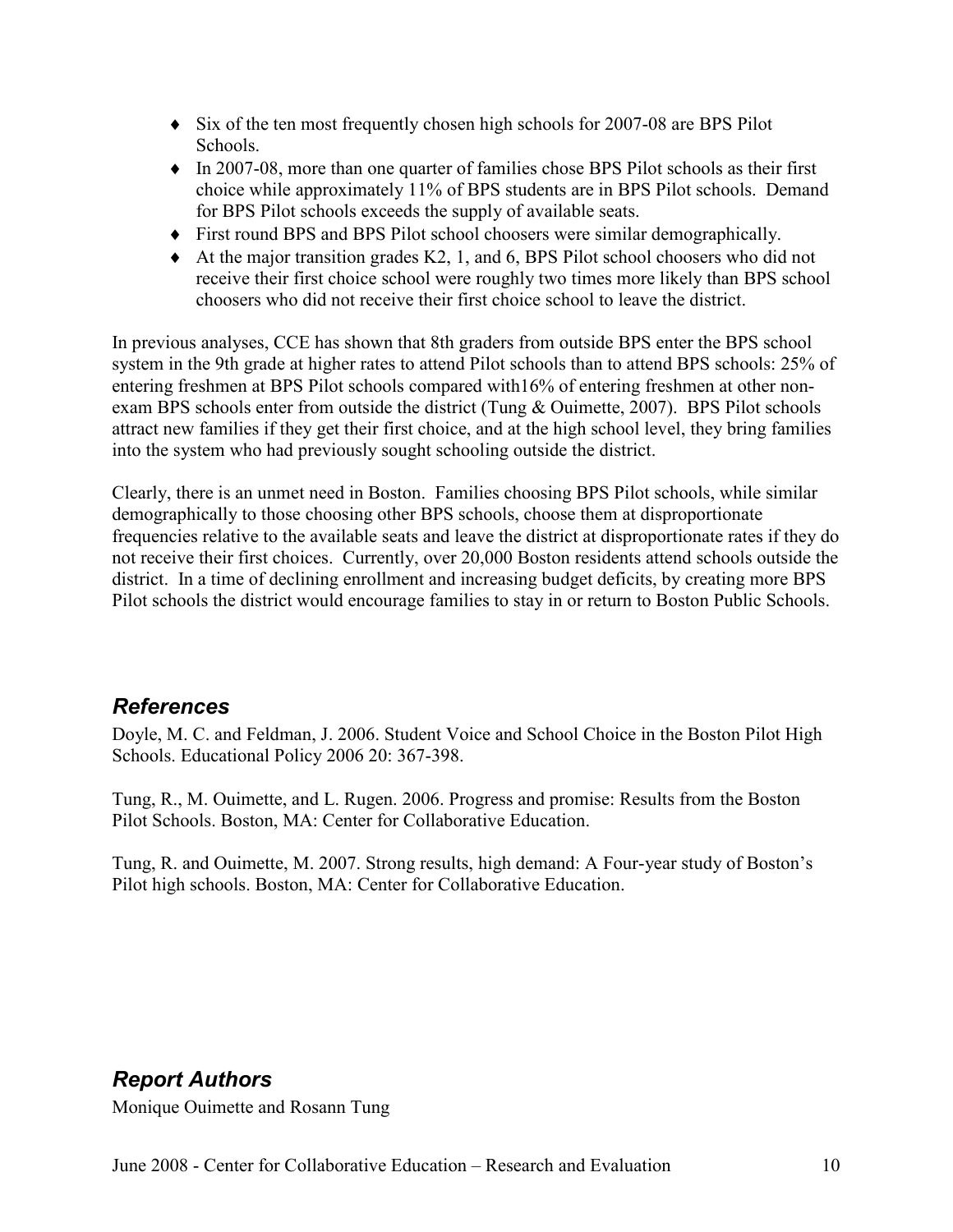- Six of the ten most frequently chosen high schools for 2007-08 are BPS Pilot Schools.
- In 2007-08, more than one quarter of families chose BPS Pilot schools as their first choice while approximately 11% of BPS students are in BPS Pilot schools. Demand for BPS Pilot schools exceeds the supply of available seats.
- First round BPS and BPS Pilot school choosers were similar demographically.
- At the major transition grades K2, 1, and 6, BPS Pilot school choosers who did not receive their first choice school were roughly two times more likely than BPS school choosers who did not receive their first choice school to leave the district.

In previous analyses, CCE has shown that 8th graders from outside BPS enter the BPS school system in the 9th grade at higher rates to attend Pilot schools than to attend BPS schools: 25% of entering freshmen at BPS Pilot schools compared with16% of entering freshmen at other non-exam BPS schools enter from outside the district (Tung & Ouimette, 2007). BPS Pilot schools attract new families if they get their first choice, and at the high school level, they bring families into the system who had previously sought schooling outside the district.

Clearly, there is an unmet need in Boston. Families choosing BPS Pilot schools, while similar demographically to those choosing other BPS schools, choose them at disproportionate frequencies relative to the available seats and leave the district at disproportionate rates if they do not receive their first choices. Currently, over 20,000 Boston residents attend schools outside the district. In a time of declining enrollment and increasing budget deficits, by creating more BPS Pilot schools the district would encourage families to stay in or return to Boston Public Schools.

## *References*

Doyle, M. C. and Feldman, J. 2006. Student Voice and School Choice in the Boston Pilot High Schools. Educational Policy 2006 20: 367-398.

Tung, R., M. Ouimette, and L. Rugen. 2006. Progress and promise: Results from the Boston Pilot Schools. Boston, MA: Center for Collaborative Education.

Tung, R. and Ouimette, M. 2007. Strong results, high demand: A Four-year study of Boston's Pilot high schools. Boston, MA: Center for Collaborative Education.

## *Report Authors*

Monique Ouimette and Rosann Tung